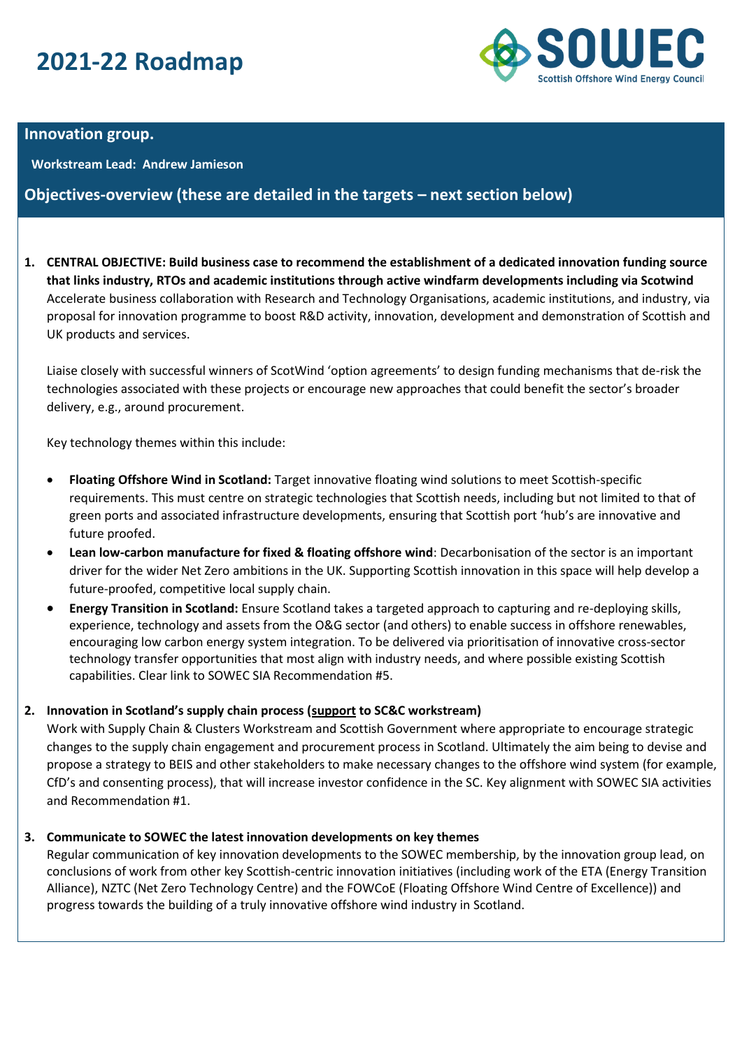# 2021-22 Roadmap

SOWEC
Scottish Offshore Wind Energy Council

## Innovation group.

**Workstream Lead: Andrew Jamieson**

## Objectives-overview (these are detailed in the targets – next section below)

1. **CENTRAL OBJECTIVE: Build business case to recommend the establishment of a dedicated innovation funding source that links industry, RTOs and academic institutions through active windfarm developments including via Scotwind**
   Accelerate business collaboration with Research and Technology Organisations, academic institutions, and industry, via proposal for innovation programme to boost R&D activity, innovation, development and demonstration of Scottish and UK products and services.

   Liaise closely with successful winners of ScotWind 'option agreements' to design funding mechanisms that de-risk the technologies associated with these projects or encourage new approaches that could benefit the sector's broader delivery, e.g., around procurement.

   Key technology themes within this include:

   - **Floating Offshore Wind in Scotland:** Target innovative floating wind solutions to meet Scottish-specific requirements. This must centre on strategic technologies that Scottish needs, including but not limited to that of green ports and associated infrastructure developments, ensuring that Scottish port 'hub's are innovative and future proofed.
   - **Lean low-carbon manufacture for fixed & floating offshore wind**: Decarbonisation of the sector is an important driver for the wider Net Zero ambitions in the UK. Supporting Scottish innovation in this space will help develop a future-proofed, competitive local supply chain.
   - **Energy Transition in Scotland:** Ensure Scotland takes a targeted approach to capturing and re-deploying skills, experience, technology and assets from the O&G sector (and others) to enable success in offshore renewables, encouraging low carbon energy system integration. To be delivered via prioritisation of innovative cross-sector technology transfer opportunities that most align with industry needs, and where possible existing Scottish capabilities. Clear link to SOWEC SIA Recommendation #5.

2. **Innovation in Scotland's supply chain process (<u>support</u> to SC&C workstream)**
   Work with Supply Chain & Clusters Workstream and Scottish Government where appropriate to encourage strategic changes to the supply chain engagement and procurement process in Scotland. Ultimately the aim being to devise and propose a strategy to BEIS and other stakeholders to make necessary changes to the offshore wind system (for example, CfD's and consenting process), that will increase investor confidence in the SC. Key alignment with SOWEC SIA activities and Recommendation #1.

3. **Communicate to SOWEC the latest innovation developments on key themes**
   Regular communication of key innovation developments to the SOWEC membership, by the innovation group lead, on conclusions of work from other key Scottish-centric innovation initiatives (including work of the ETA (Energy Transition Alliance), NZTC (Net Zero Technology Centre) and the FOWCoE (Floating Offshore Wind Centre of Excellence)) and progress towards the building of a truly innovative offshore wind industry in Scotland.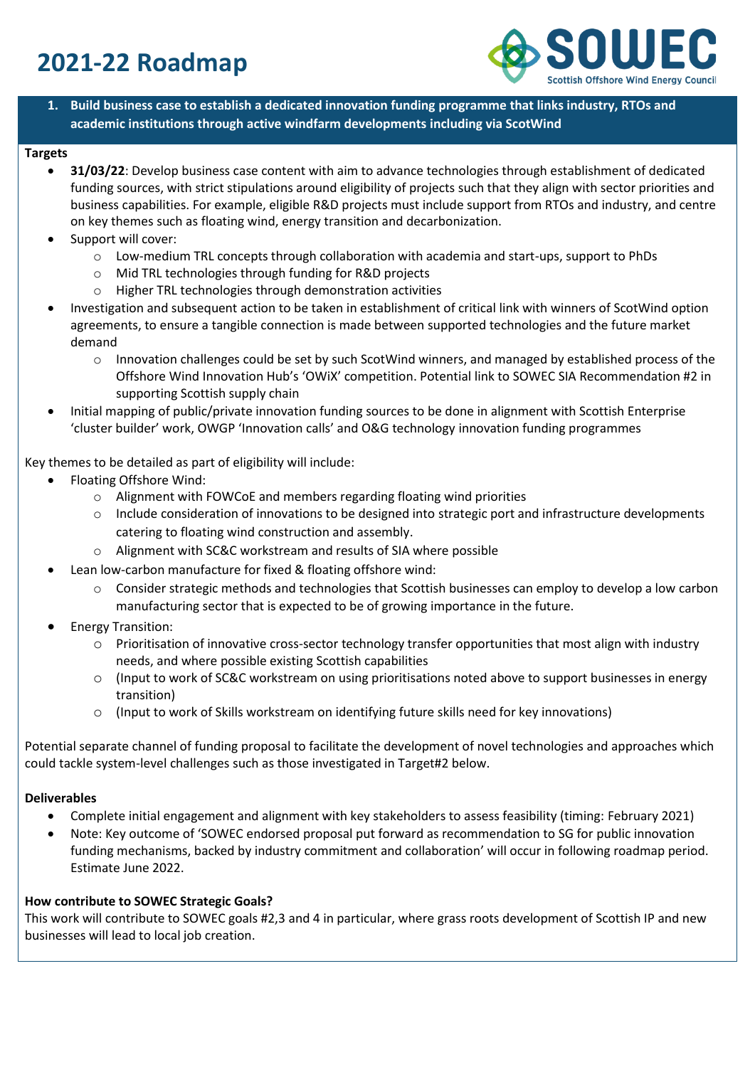# 2021-22 Roadmap

## 1. Build business case to establish a dedicated innovation funding programme that links industry, RTOs and academic institutions through active windfarm developments including via ScotWind

**Targets**

- **31/03/22**: Develop business case content with aim to advance technologies through establishment of dedicated funding sources, with strict stipulations around eligibility of projects such that they align with sector priorities and business capabilities. For example, eligible R&D projects must include support from RTOs and industry, and centre on key themes such as floating wind, energy transition and decarbonization.
- Support will cover:
  - Low-medium TRL concepts through collaboration with academia and start-ups, support to PhDs
  - Mid TRL technologies through funding for R&D projects
  - Higher TRL technologies through demonstration activities
- Investigation and subsequent action to be taken in establishment of critical link with winners of ScotWind option agreements, to ensure a tangible connection is made between supported technologies and the future market demand
  - Innovation challenges could be set by such ScotWind winners, and managed by established process of the Offshore Wind Innovation Hub's 'OWiX' competition. Potential link to SOWEC SIA Recommendation #2 in supporting Scottish supply chain
- Initial mapping of public/private innovation funding sources to be done in alignment with Scottish Enterprise 'cluster builder' work, OWGP 'Innovation calls' and O&G technology innovation funding programmes

Key themes to be detailed as part of eligibility will include:

- Floating Offshore Wind:
  - Alignment with FOWCoE and members regarding floating wind priorities
  - Include consideration of innovations to be designed into strategic port and infrastructure developments catering to floating wind construction and assembly.
  - Alignment with SC&C workstream and results of SIA where possible
- Lean low-carbon manufacture for fixed & floating offshore wind:
  - Consider strategic methods and technologies that Scottish businesses can employ to develop a low carbon manufacturing sector that is expected to be of growing importance in the future.
- Energy Transition:
  - Prioritisation of innovative cross-sector technology transfer opportunities that most align with industry needs, and where possible existing Scottish capabilities
  - (Input to work of SC&C workstream on using prioritisations noted above to support businesses in energy transition)
  - (Input to work of Skills workstream on identifying future skills need for key innovations)

Potential separate channel of funding proposal to facilitate the development of novel technologies and approaches which could tackle system-level challenges such as those investigated in Target#2 below.

**Deliverables**

- Complete initial engagement and alignment with key stakeholders to assess feasibility (timing: February 2021)
- Note: Key outcome of 'SOWEC endorsed proposal put forward as recommendation to SG for public innovation funding mechanisms, backed by industry commitment and collaboration' will occur in following roadmap period. Estimate June 2022.

**How contribute to SOWEC Strategic Goals?**

This work will contribute to SOWEC goals #2,3 and 4 in particular, where grass roots development of Scottish IP and new businesses will lead to local job creation.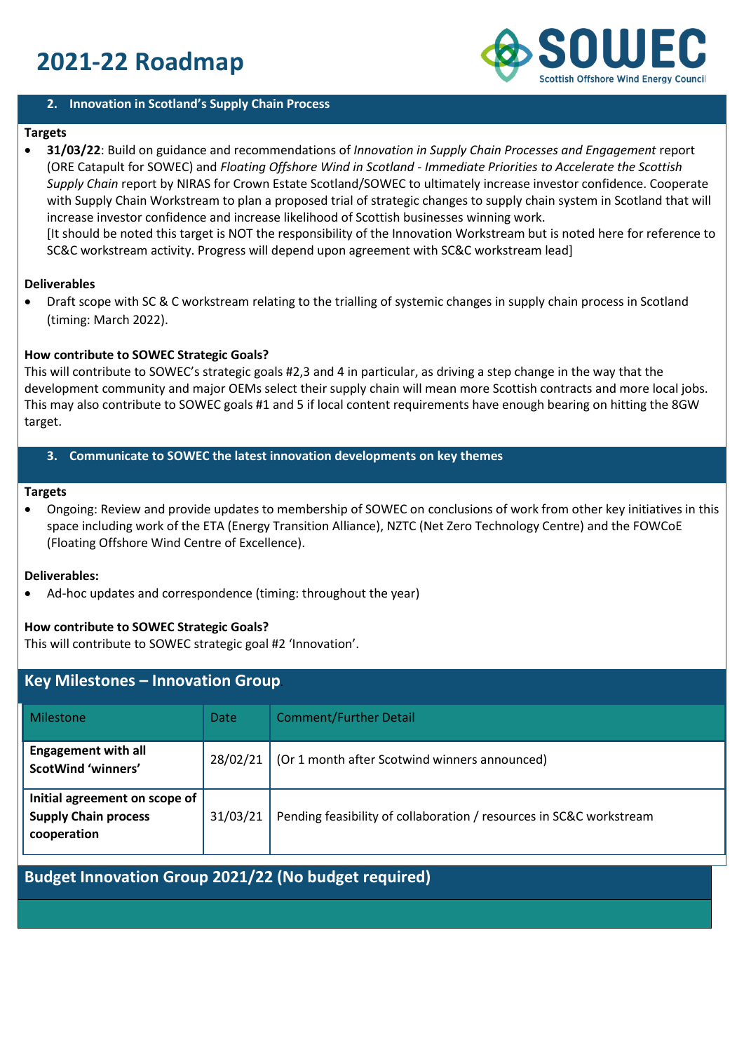# 2021-22 Roadmap

## 2. Innovation in Scotland's Supply Chain Process

**Targets**

- **31/03/22**: Build on guidance and recommendations of *Innovation in Supply Chain Processes and Engagement* report (ORE Catapult for SOWEC) and *Floating Offshore Wind in Scotland - Immediate Priorities to Accelerate the Scottish Supply Chain* report by NIRAS for Crown Estate Scotland/SOWEC to ultimately increase investor confidence. Cooperate with Supply Chain Workstream to plan a proposed trial of strategic changes to supply chain system in Scotland that will increase investor confidence and increase likelihood of Scottish businesses winning work.
  [It should be noted this target is NOT the responsibility of the Innovation Workstream but is noted here for reference to SC&C workstream activity. Progress will depend upon agreement with SC&C workstream lead]

**Deliverables**

- Draft scope with SC & C workstream relating to the trialling of systemic changes in supply chain process in Scotland (timing: March 2022).

**How contribute to SOWEC Strategic Goals?**

This will contribute to SOWEC's strategic goals #2,3 and 4 in particular, as driving a step change in the way that the development community and major OEMs select their supply chain will mean more Scottish contracts and more local jobs. This may also contribute to SOWEC goals #1 and 5 if local content requirements have enough bearing on hitting the 8GW target.

## 3. Communicate to SOWEC the latest innovation developments on key themes

**Targets**

- Ongoing: Review and provide updates to membership of SOWEC on conclusions of work from other key initiatives in this space including work of the ETA (Energy Transition Alliance), NZTC (Net Zero Technology Centre) and the FOWCoE (Floating Offshore Wind Centre of Excellence).

**Deliverables:**

- Ad-hoc updates and correspondence (timing: throughout the year)

**How contribute to SOWEC Strategic Goals?**

This will contribute to SOWEC strategic goal #2 'Innovation'.

## Key Milestones – Innovation Group

| Milestone | Date | Comment/Further Detail |
|---|---|---|
| **Engagement with all ScotWind 'winners'** | 28/02/21 | (Or 1 month after Scotwind winners announced) |
| **Initial agreement on scope of Supply Chain process cooperation** | 31/03/21 | Pending feasibility of collaboration / resources in SC&C workstream |

## Budget Innovation Group 2021/22 (No budget required)